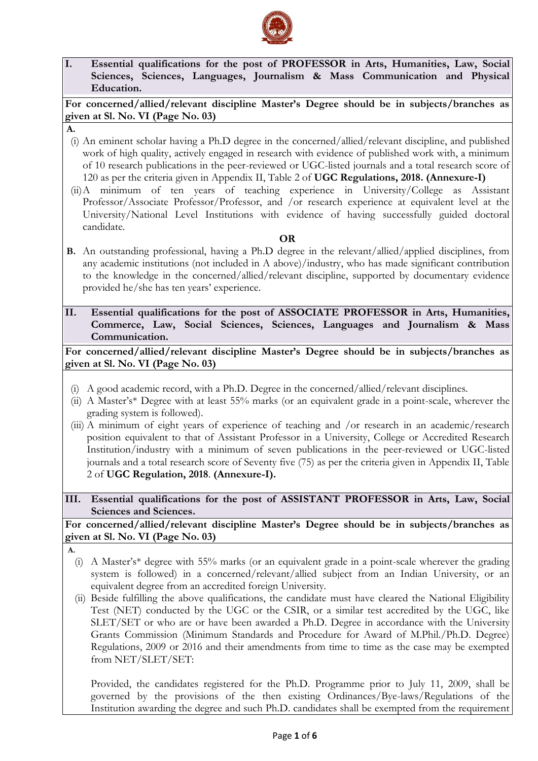## I. Essential qualifications for the post of PROFESSOR in Arts, Humanities, Law, Social Sciences, Sciences, Languages, Journalism & Mass Communication and Physical Education.

**For concerned/allied/relevant discipline Master's Degree should be in subjects/branches as given at Sl. No. VI (Page No. 03)**

**A.**

(i) An eminent scholar having a Ph.D degree in the concerned/allied/relevant discipline, and published work of high quality, actively engaged in research with evidence of published work with, a minimum of 10 research publications in the peer-reviewed or UGC-listed journals and a total research score of 120 as per the criteria given in Appendix II, Table 2 of **UGC Regulations, 2018. (Annexure-I)**

(ii) A minimum of ten years of teaching experience in University/College as Assistant Professor/Associate Professor/Professor, and /or research experience at equivalent level at the University/National Level Institutions with evidence of having successfully guided doctoral candidate.

**OR**

**B.** An outstanding professional, having a Ph.D degree in the relevant/allied/applied disciplines, from any academic institutions (not included in A above)/industry, who has made significant contribution to the knowledge in the concerned/allied/relevant discipline, supported by documentary evidence provided he/she has ten years' experience.

## II. Essential qualifications for the post of ASSOCIATE PROFESSOR in Arts, Humanities, Commerce, Law, Social Sciences, Sciences, Languages and Journalism & Mass Communication.

**For concerned/allied/relevant discipline Master's Degree should be in subjects/branches as given at Sl. No. VI (Page No. 03)**

(i) A good academic record, with a Ph.D. Degree in the concerned/allied/relevant disciplines.

(ii) A Master's* Degree with at least 55% marks (or an equivalent grade in a point-scale, wherever the grading system is followed).

(iii) A minimum of eight years of experience of teaching and /or research in an academic/research position equivalent to that of Assistant Professor in a University, College or Accredited Research Institution/industry with a minimum of seven publications in the peer-reviewed or UGC-listed journals and a total research score of Seventy five (75) as per the criteria given in Appendix II, Table 2 of **UGC Regulation, 2018**. **(Annexure-I).**

## III. Essential qualifications for the post of ASSISTANT PROFESSOR in Arts, Law, Social Sciences and Sciences.

**For concerned/allied/relevant discipline Master's Degree should be in subjects/branches as given at Sl. No. VI (Page No. 03)**

**A.**

(i) A Master's* degree with 55% marks (or an equivalent grade in a point-scale wherever the grading system is followed) in a concerned/relevant/allied subject from an Indian University, or an equivalent degree from an accredited foreign University.

(ii) Beside fulfilling the above qualifications, the candidate must have cleared the National Eligibility Test (NET) conducted by the UGC or the CSIR, or a similar test accredited by the UGC, like SLET/SET or who are or have been awarded a Ph.D. Degree in accordance with the University Grants Commission (Minimum Standards and Procedure for Award of M.Phil./Ph.D. Degree) Regulations, 2009 or 2016 and their amendments from time to time as the case may be exempted from NET/SLET/SET:

Provided, the candidates registered for the Ph.D. Programme prior to July 11, 2009, shall be governed by the provisions of the then existing Ordinances/Bye-laws/Regulations of the Institution awarding the degree and such Ph.D. candidates shall be exempted from the requirement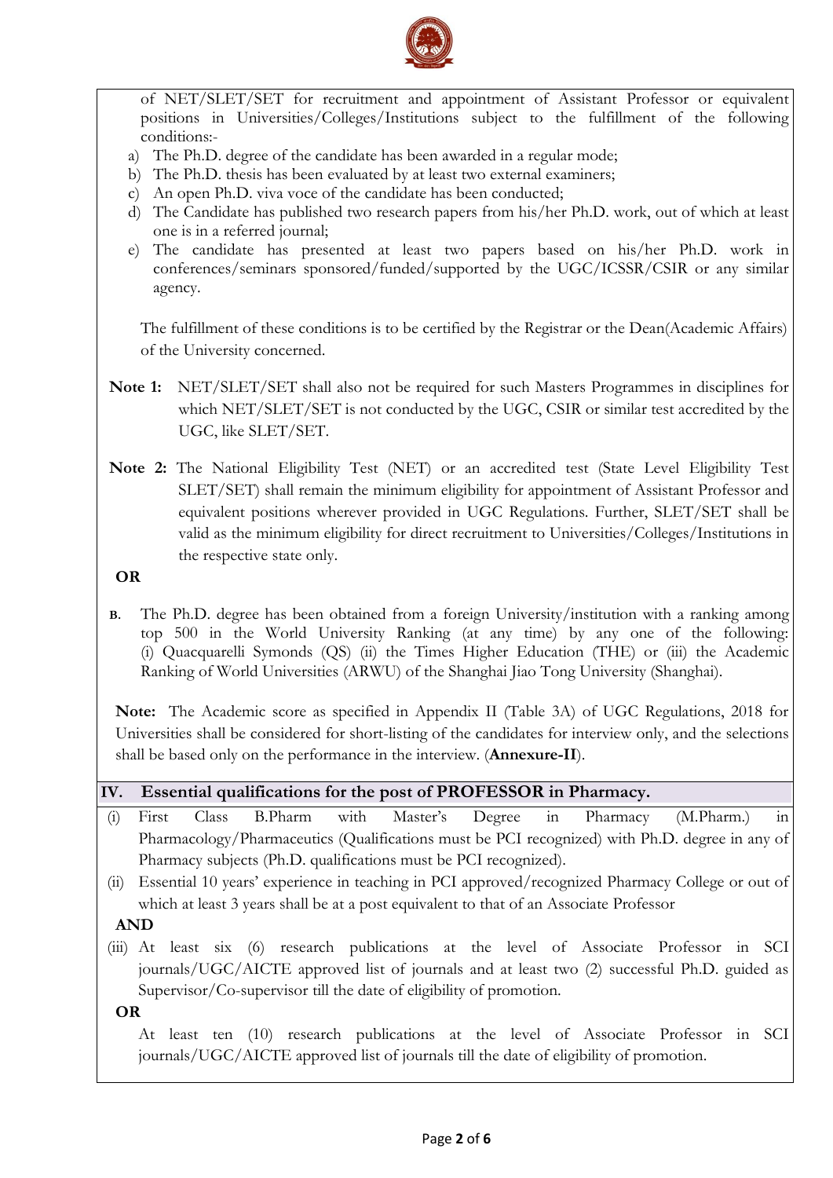of NET/SLET/SET for recruitment and appointment of Assistant Professor or equivalent positions in Universities/Colleges/Institutions subject to the fulfillment of the following conditions:-

a) The Ph.D. degree of the candidate has been awarded in a regular mode;
b) The Ph.D. thesis has been evaluated by at least two external examiners;
c) An open Ph.D. viva voce of the candidate has been conducted;
d) The Candidate has published two research papers from his/her Ph.D. work, out of which at least one is in a referred journal;
e) The candidate has presented at least two papers based on his/her Ph.D. work in conferences/seminars sponsored/funded/supported by the UGC/ICSSR/CSIR or any similar agency.

The fulfillment of these conditions is to be certified by the Registrar or the Dean(Academic Affairs) of the University concerned.

**Note 1:** NET/SLET/SET shall also not be required for such Masters Programmes in disciplines for which NET/SLET/SET is not conducted by the UGC, CSIR or similar test accredited by the UGC, like SLET/SET.

**Note 2:** The National Eligibility Test (NET) or an accredited test (State Level Eligibility Test SLET/SET) shall remain the minimum eligibility for appointment of Assistant Professor and equivalent positions wherever provided in UGC Regulations. Further, SLET/SET shall be valid as the minimum eligibility for direct recruitment to Universities/Colleges/Institutions in the respective state only.

**OR**

**B.** The Ph.D. degree has been obtained from a foreign University/institution with a ranking among top 500 in the World University Ranking (at any time) by any one of the following: (i) Quacquarelli Symonds (QS) (ii) the Times Higher Education (THE) or (iii) the Academic Ranking of World Universities (ARWU) of the Shanghai Jiao Tong University (Shanghai).

**Note:** The Academic score as specified in Appendix II (Table 3A) of UGC Regulations, 2018 for Universities shall be considered for short-listing of the candidates for interview only, and the selections shall be based only on the performance in the interview. (**Annexure-II**).

## IV. Essential qualifications for the post of PROFESSOR in Pharmacy.

(i) First Class B.Pharm with Master's Degree in Pharmacy (M.Pharm.) in Pharmacology/Pharmaceutics (Qualifications must be PCI recognized) with Ph.D. degree in any of Pharmacy subjects (Ph.D. qualifications must be PCI recognized).

(ii) Essential 10 years' experience in teaching in PCI approved/recognized Pharmacy College or out of which at least 3 years shall be at a post equivalent to that of an Associate Professor

**AND**

(iii) At least six (6) research publications at the level of Associate Professor in SCI journals/UGC/AICTE approved list of journals and at least two (2) successful Ph.D. guided as Supervisor/Co-supervisor till the date of eligibility of promotion.

**OR**

At least ten (10) research publications at the level of Associate Professor in SCI journals/UGC/AICTE approved list of journals till the date of eligibility of promotion.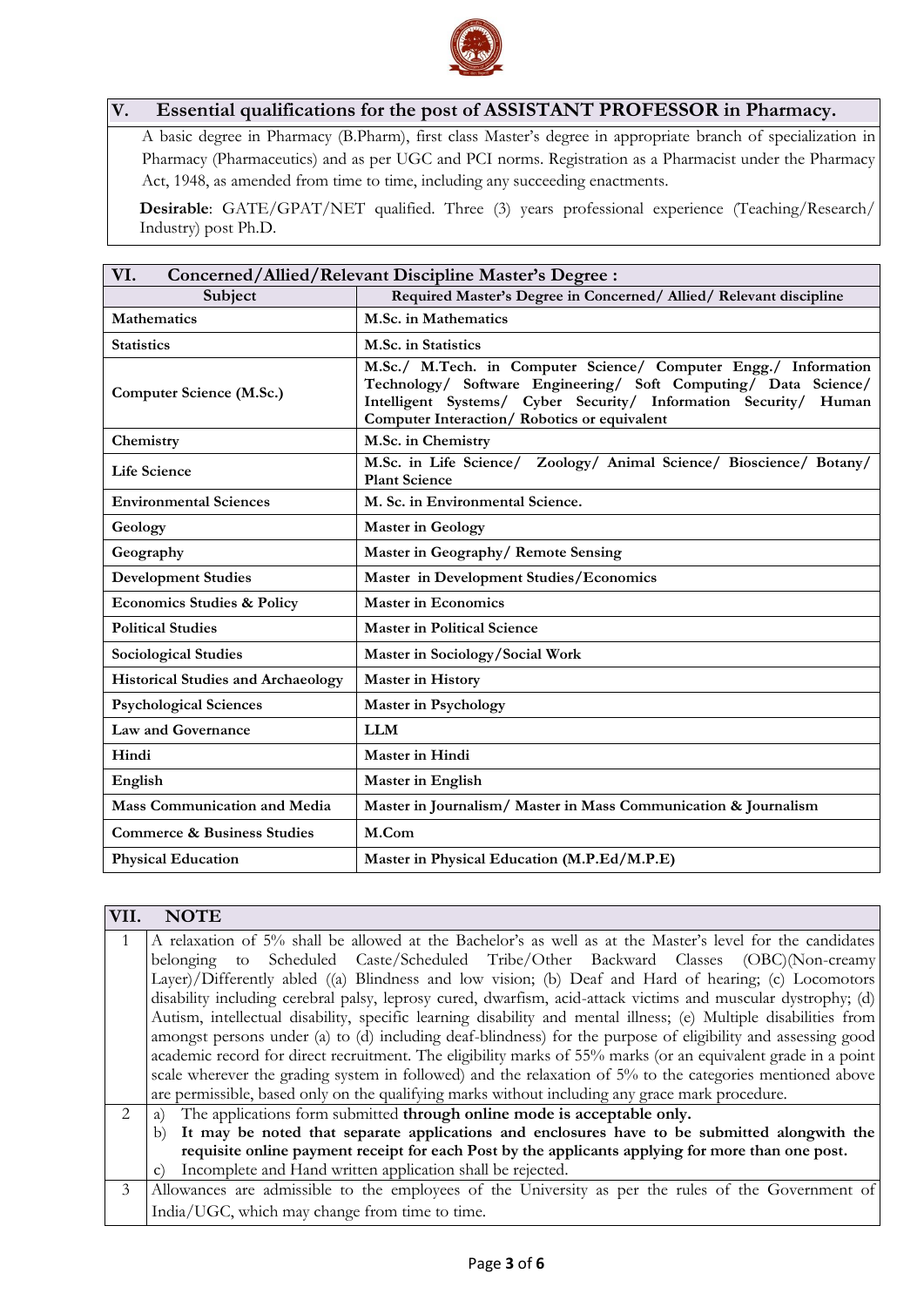## V. Essential qualifications for the post of ASSISTANT PROFESSOR in Pharmacy.

A basic degree in Pharmacy (B.Pharm), first class Master's degree in appropriate branch of specialization in Pharmacy (Pharmaceutics) and as per UGC and PCI norms. Registration as a Pharmacist under the Pharmacy Act, 1948, as amended from time to time, including any succeeding enactments.

**Desirable**: GATE/GPAT/NET qualified. Three (3) years professional experience (Teaching/Research/ Industry) post Ph.D.

## VI. Concerned/Allied/Relevant Discipline Master's Degree :

| Subject | Required Master's Degree in Concerned/ Allied/ Relevant discipline |
|---|---|
| Mathematics | M.Sc. in Mathematics |
| Statistics | M.Sc. in Statistics |
| Computer Science (M.Sc.) | M.Sc./ M.Tech. in Computer Science/ Computer Engg./ Information Technology/ Software Engineering/ Soft Computing/ Data Science/ Intelligent Systems/ Cyber Security/ Information Security/ Human Computer Interaction/ Robotics or equivalent |
| Chemistry | M.Sc. in Chemistry |
| Life Science | M.Sc. in Life Science/ Zoology/ Animal Science/ Bioscience/ Botany/ Plant Science |
| Environmental Sciences | M. Sc. in Environmental Science. |
| Geology | Master in Geology |
| Geography | Master in Geography/ Remote Sensing |
| Development Studies | Master in Development Studies/Economics |
| Economics Studies & Policy | Master in Economics |
| Political Studies | Master in Political Science |
| Sociological Studies | Master in Sociology/Social Work |
| Historical Studies and Archaeology | Master in History |
| Psychological Sciences | Master in Psychology |
| Law and Governance | LLM |
| Hindi | Master in Hindi |
| English | Master in English |
| Mass Communication and Media | Master in Journalism/ Master in Mass Communication & Journalism |
| Commerce & Business Studies | M.Com |
| Physical Education | Master in Physical Education (M.P.Ed/M.P.E) |

## VII. NOTE

| | |
|---|---|
| 1 | A relaxation of 5% shall be allowed at the Bachelor's as well as at the Master's level for the candidates belonging to Scheduled Caste/Scheduled Tribe/Other Backward Classes (OBC)(Non-creamy Layer)/Differently abled ((a) Blindness and low vision; (b) Deaf and Hard of hearing; (c) Locomotors disability including cerebral palsy, leprosy cured, dwarfism, acid-attack victims and muscular dystrophy; (d) Autism, intellectual disability, specific learning disability and mental illness; (e) Multiple disabilities from amongst persons under (a) to (d) including deaf-blindness) for the purpose of eligibility and assessing good academic record for direct recruitment. The eligibility marks of 55% marks (or an equivalent grade in a point scale wherever the grading system in followed) and the relaxation of 5% to the categories mentioned above are permissible, based only on the qualifying marks without including any grace mark procedure. |
| 2 | a) The applications form submitted **through online mode is acceptable only.** <br> b) **It may be noted that separate applications and enclosures have to be submitted alongwith the requisite online payment receipt for each Post by the applicants applying for more than one post.** <br> c) Incomplete and Hand written application shall be rejected. |
| 3 | Allowances are admissible to the employees of the University as per the rules of the Government of India/UGC, which may change from time to time. |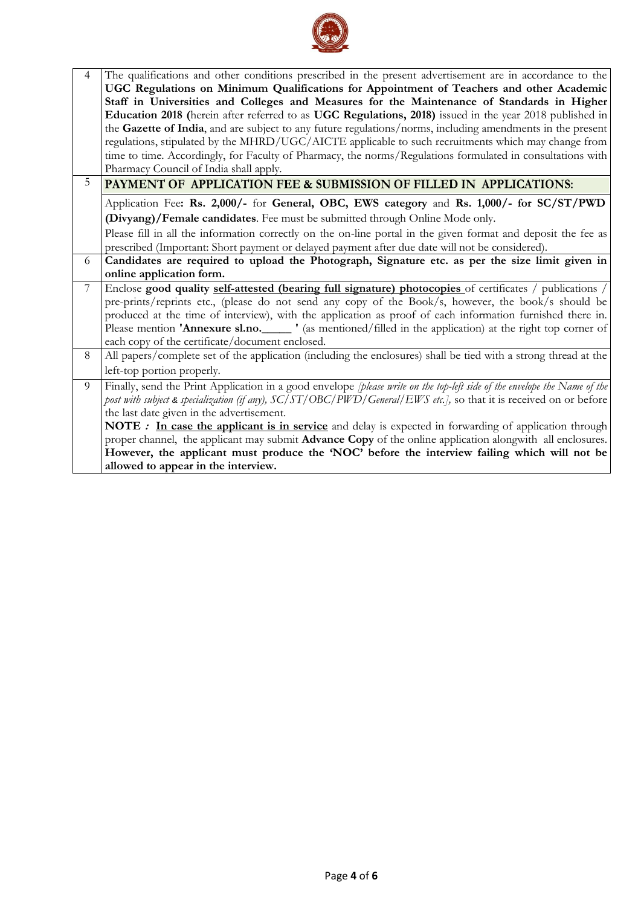| | |
|---|---|
| 4 | The qualifications and other conditions prescribed in the present advertisement are in accordance to the **UGC Regulations on Minimum Qualifications for Appointment of Teachers and other Academic Staff in Universities and Colleges and Measures for the Maintenance of Standards in Higher Education 2018 (**herein after referred to as **UGC Regulations, 2018)** issued in the year 2018 published in the **Gazette of India**, and are subject to any future regulations/norms, including amendments in the present regulations, stipulated by the MHRD/UGC/AICTE applicable to such recruitments which may change from time to time. Accordingly, for Faculty of Pharmacy, the norms/Regulations formulated in consultations with Pharmacy Council of India shall apply. |
| 5 | **PAYMENT OF APPLICATION FEE & SUBMISSION OF FILLED IN APPLICATIONS:** |
| | Application Fee**: Rs. 2,000/-** for **General, OBC, EWS category** and **Rs. 1,000/- for SC/ST/PWD (Divyang)/Female candidates**. Fee must be submitted through Online Mode only.<br>Please fill in all the information correctly on the on-line portal in the given format and deposit the fee as prescribed (Important: Short payment or delayed payment after due date will not be considered). |
| 6 | **Candidates are required to upload the Photograph, Signature etc. as per the size limit given in online application form.** |
| 7 | Enclose **good quality <u>self-attested (bearing full signature) photocopies</u>** of certificates / publications / pre-prints/reprints etc., (please do not send any copy of the Book/s, however, the book/s should be produced at the time of interview), with the application as proof of each information furnished there in. Please mention **'Annexure sl.no.\_\_\_\_\_ '** (as mentioned/filled in the application) at the right top corner of each copy of the certificate/document enclosed. |
| 8 | All papers/complete set of the application (including the enclosures) shall be tied with a strong thread at the left-top portion properly. |
| 9 | Finally, send the Print Application in a good envelope *[please write on the top-left side of the envelope the Name of the post with subject & specialization (if any), SC/ST/OBC/PWD/General/EWS etc.],* so that it is received on or before the last date given in the advertisement.<br>**NOTE :** **<u>In case the applicant is in service</u>** and delay is expected in forwarding of application through proper channel, the applicant may submit **Advance Copy** of the online application alongwith all enclosures. **However, the applicant must produce the 'NOC' before the interview failing which will not be allowed to appear in the interview.** |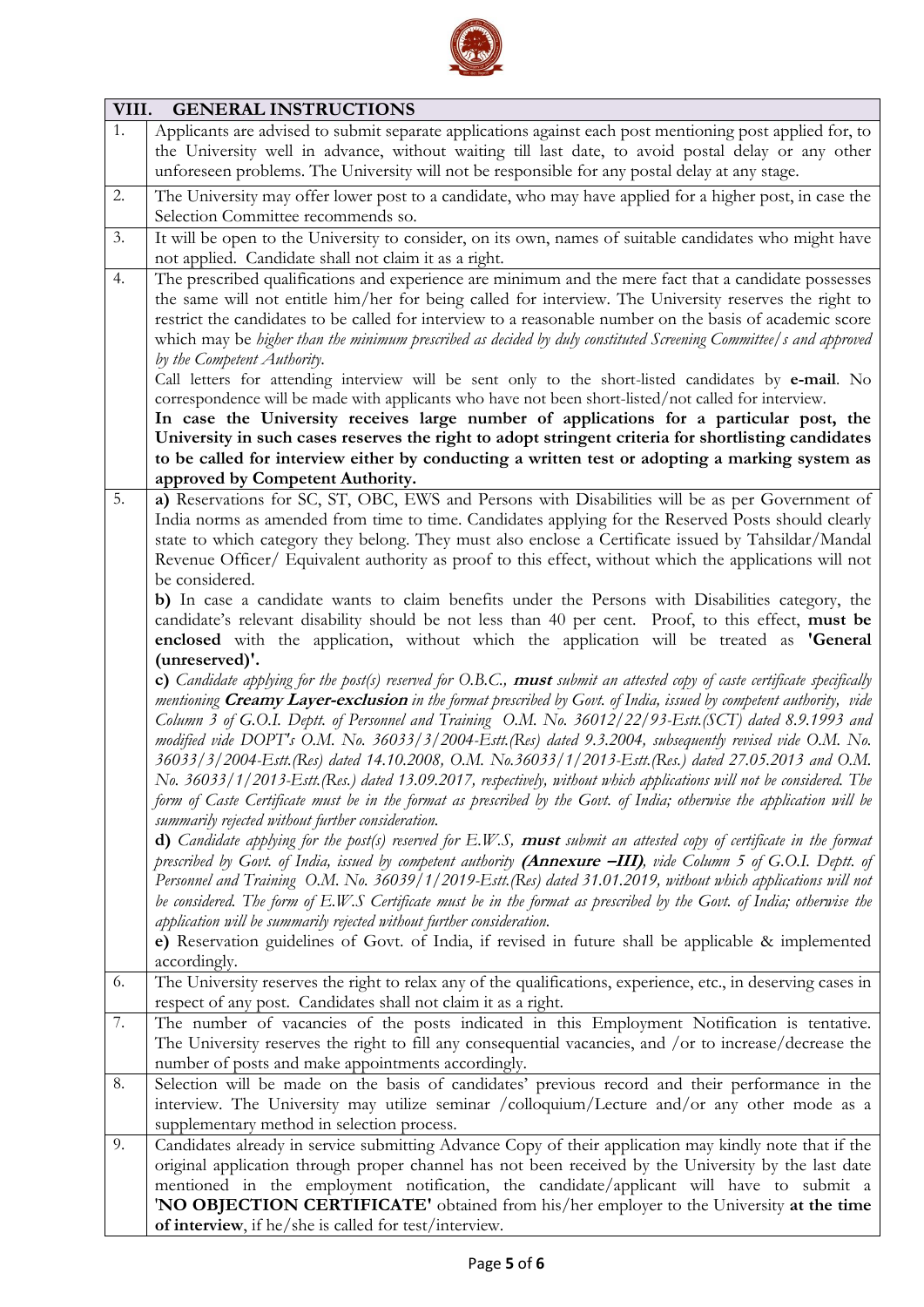| VIII. | GENERAL INSTRUCTIONS |
|---|---|
| 1. | Applicants are advised to submit separate applications against each post mentioning post applied for, to the University well in advance, without waiting till last date, to avoid postal delay or any other unforeseen problems. The University will not be responsible for any postal delay at any stage. |
| 2. | The University may offer lower post to a candidate, who may have applied for a higher post, in case the Selection Committee recommends so. |
| 3. | It will be open to the University to consider, on its own, names of suitable candidates who might have not applied. Candidate shall not claim it as a right. |
| 4. | The prescribed qualifications and experience are minimum and the mere fact that a candidate possesses the same will not entitle him/her for being called for interview. The University reserves the right to restrict the candidates to be called for interview to a reasonable number on the basis of academic score which may be *higher than the minimum prescribed as decided by duly constituted Screening Committee/s and approved by the Competent Authority.*<br>Call letters for attending interview will be sent only to the short-listed candidates by **e-mail**. No correspondence will be made with applicants who have not been short-listed/not called for interview.<br>**In case the University receives large number of applications for a particular post, the University in such cases reserves the right to adopt stringent criteria for shortlisting candidates to be called for interview either by conducting a written test or adopting a marking system as approved by Competent Authority.** |
| 5. | **a)** Reservations for SC, ST, OBC, EWS and Persons with Disabilities will be as per Government of India norms as amended from time to time. Candidates applying for the Reserved Posts should clearly state to which category they belong. They must also enclose a Certificate issued by Tahsildar/Mandal Revenue Officer/ Equivalent authority as proof to this effect, without which the applications will not be considered.<br>**b)** In case a candidate wants to claim benefits under the Persons with Disabilities category, the candidate's relevant disability should be not less than 40 per cent. Proof, to this effect, **must be enclosed** with the application, without which the application will be treated as **'General (unreserved)'.**<br>**c)** *Candidate applying for the post(s) reserved for O.B.C.,* ***must*** *submit an attested copy of caste certificate specifically mentioning* ***Creamy Layer-exclusion*** *in the format prescribed by Govt. of India, issued by competent authority, vide Column 3 of G.O.I. Deptt. of Personnel and Training O.M. No. 36012/22/93-Estt.(SCT) dated 8.9.1993 and modified vide DOPT's O.M. No. 36033/3/2004-Estt.(Res) dated 9.3.2004, subsequently revised vide O.M. No. 36033/3/2004-Estt.(Res) dated 14.10.2008, O.M. No.36033/1/2013-Estt.(Res.) dated 27.05.2013 and O.M. No. 36033/1/2013-Estt.(Res.) dated 13.09.2017, respectively, without which applications will not be considered. The form of Caste Certificate must be in the format as prescribed by the Govt. of India; otherwise the application will be summarily rejected without further consideration.*<br>**d)** *Candidate applying for the post(s) reserved for E.W.S,* ***must*** *submit an attested copy of certificate in the format prescribed by Govt. of India, issued by competent authority* ***(Annexure –III)****, vide Column 5 of G.O.I. Deptt. of Personnel and Training O.M. No. 36039/1/2019-Estt.(Res) dated 31.01.2019, without which applications will not be considered. The form of E.W.S Certificate must be in the format as prescribed by the Govt. of India; otherwise the application will be summarily rejected without further consideration.*<br>**e)** Reservation guidelines of Govt. of India, if revised in future shall be applicable & implemented accordingly. |
| 6. | The University reserves the right to relax any of the qualifications, experience, etc., in deserving cases in respect of any post. Candidates shall not claim it as a right. |
| 7. | The number of vacancies of the posts indicated in this Employment Notification is tentative. The University reserves the right to fill any consequential vacancies, and /or to increase/decrease the number of posts and make appointments accordingly. |
| 8. | Selection will be made on the basis of candidates' previous record and their performance in the interview. The University may utilize seminar /colloquium/Lecture and/or any other mode as a supplementary method in selection process. |
| 9. | Candidates already in service submitting Advance Copy of their application may kindly note that if the original application through proper channel has not been received by the University by the last date mentioned in the employment notification, the candidate/applicant will have to submit a **'NO OBJECTION CERTIFICATE'** obtained from his/her employer to the University **at the time of interview**, if he/she is called for test/interview. |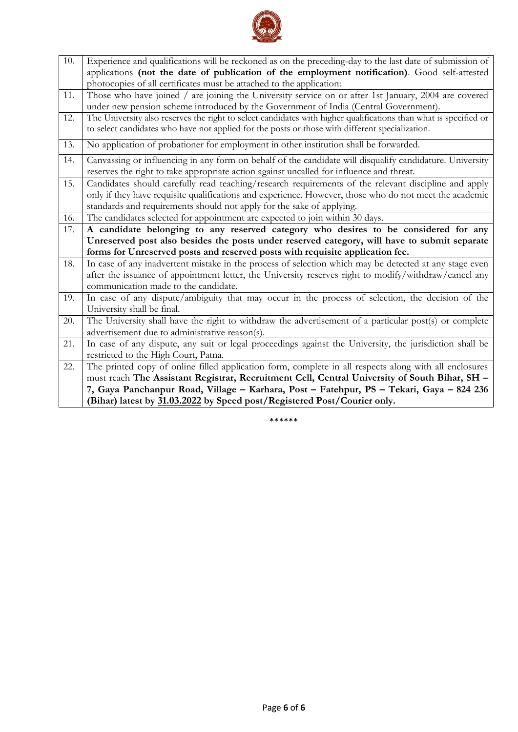| | |
|---|---|
| 10. | Experience and qualifications will be reckoned as on the preceding-day to the last date of submission of applications **(not the date of publication of the employment notification)**. Good self-attested photocopies of all certificates must be attached to the application: |
| 11. | Those who have joined / are joining the University service on or after 1st January, 2004 are covered under new pension scheme introduced by the Government of India (Central Government). |
| 12. | The University also reserves the right to select candidates with higher qualifications than what is specified or to select candidates who have not applied for the posts or those with different specialization. |
| 13. | No application of probationer for employment in other institution shall be forwarded. |
| 14. | Canvassing or influencing in any form on behalf of the candidate will disqualify candidature. University reserves the right to take appropriate action against uncalled for influence and threat. |
| 15. | Candidates should carefully read teaching/research requirements of the relevant discipline and apply only if they have requisite qualifications and experience. However, those who do not meet the academic standards and requirements should not apply for the sake of applying. |
| 16. | The candidates selected for appointment are expected to join within 30 days. |
| 17. | **A candidate belonging to any reserved category who desires to be considered for any Unreserved post also besides the posts under reserved category, will have to submit separate forms for Unreserved posts and reserved posts with requisite application fee.** |
| 18. | In case of any inadvertent mistake in the process of selection which may be detected at any stage even after the issuance of appointment letter, the University reserves right to modify/withdraw/cancel any communication made to the candidate. |
| 19. | In case of any dispute/ambiguity that may occur in the process of selection, the decision of the University shall be final. |
| 20. | The University shall have the right to withdraw the advertisement of a particular post(s) or complete advertisement due to administrative reason(s). |
| 21. | In case of any dispute, any suit or legal proceedings against the University, the jurisdiction shall be restricted to the High Court, Patna. |
| 22. | The printed copy of online filled application form, complete in all respects along with all enclosures must reach **The Assistant Registrar, Recruitment Cell, Central University of South Bihar, SH – 7, Gaya Panchanpur Road, Village – Karhara, Post – Fatehpur, PS – Tekari, Gaya – 824 236 (Bihar) latest by 31.03.2022 by Speed post/Registered Post/Courier only.** |

******